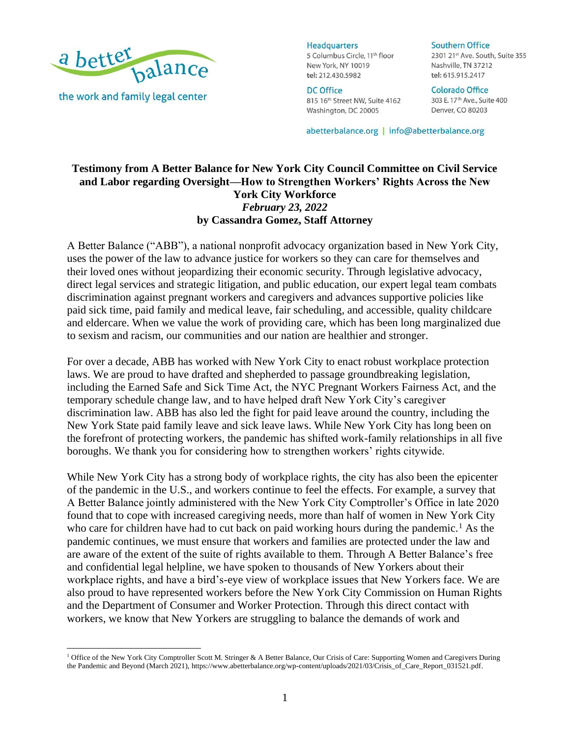a better balance

the work and family legal center

**Headquarters**
5 Columbus Circle, 11th floor
New York, NY 10019
tel: 212.430.5982

**Southern Office**
2301 21st Ave. South, Suite 355
Nashville, TN 37212
tel: 615.915.2417

**DC Office**
815 16th Street NW, Suite 4162
Washington, DC 20005

**Colorado Office**
303 E. 17th Ave., Suite 400
Denver, CO 80203

abetterbalance.org | info@abetterbalance.org

**Testimony from A Better Balance for New York City Council Committee on Civil Service and Labor regarding Oversight—How to Strengthen Workers' Rights Across the New York City Workforce**
***February 23, 2022***
**by Cassandra Gomez, Staff Attorney**

A Better Balance ("ABB"), a national nonprofit advocacy organization based in New York City, uses the power of the law to advance justice for workers so they can care for themselves and their loved ones without jeopardizing their economic security. Through legislative advocacy, direct legal services and strategic litigation, and public education, our expert legal team combats discrimination against pregnant workers and caregivers and advances supportive policies like paid sick time, paid family and medical leave, fair scheduling, and accessible, quality childcare and eldercare. When we value the work of providing care, which has been long marginalized due to sexism and racism, our communities and our nation are healthier and stronger.

For over a decade, ABB has worked with New York City to enact robust workplace protection laws. We are proud to have drafted and shepherded to passage groundbreaking legislation, including the Earned Safe and Sick Time Act, the NYC Pregnant Workers Fairness Act, and the temporary schedule change law, and to have helped draft New York City's caregiver discrimination law. ABB has also led the fight for paid leave around the country, including the New York State paid family leave and sick leave laws. While New York City has long been on the forefront of protecting workers, the pandemic has shifted work-family relationships in all five boroughs. We thank you for considering how to strengthen workers' rights citywide.

While New York City has a strong body of workplace rights, the city has also been the epicenter of the pandemic in the U.S., and workers continue to feel the effects. For example, a survey that A Better Balance jointly administered with the New York City Comptroller's Office in late 2020 found that to cope with increased caregiving needs, more than half of women in New York City who care for children have had to cut back on paid working hours during the pandemic.[1] As the pandemic continues, we must ensure that workers and families are protected under the law and are aware of the extent of the suite of rights available to them. Through A Better Balance's free and confidential legal helpline, we have spoken to thousands of New Yorkers about their workplace rights, and have a bird's-eye view of workplace issues that New Yorkers face. We are also proud to have represented workers before the New York City Commission on Human Rights and the Department of Consumer and Worker Protection. Through this direct contact with workers, we know that New Yorkers are struggling to balance the demands of work and

---

[1] Office of the New York City Comptroller Scott M. Stringer & A Better Balance, Our Crisis of Care: Supporting Women and Caregivers During the Pandemic and Beyond (March 2021), https://www.abetterbalance.org/wp-content/uploads/2021/03/Crisis_of_Care_Report_031521.pdf.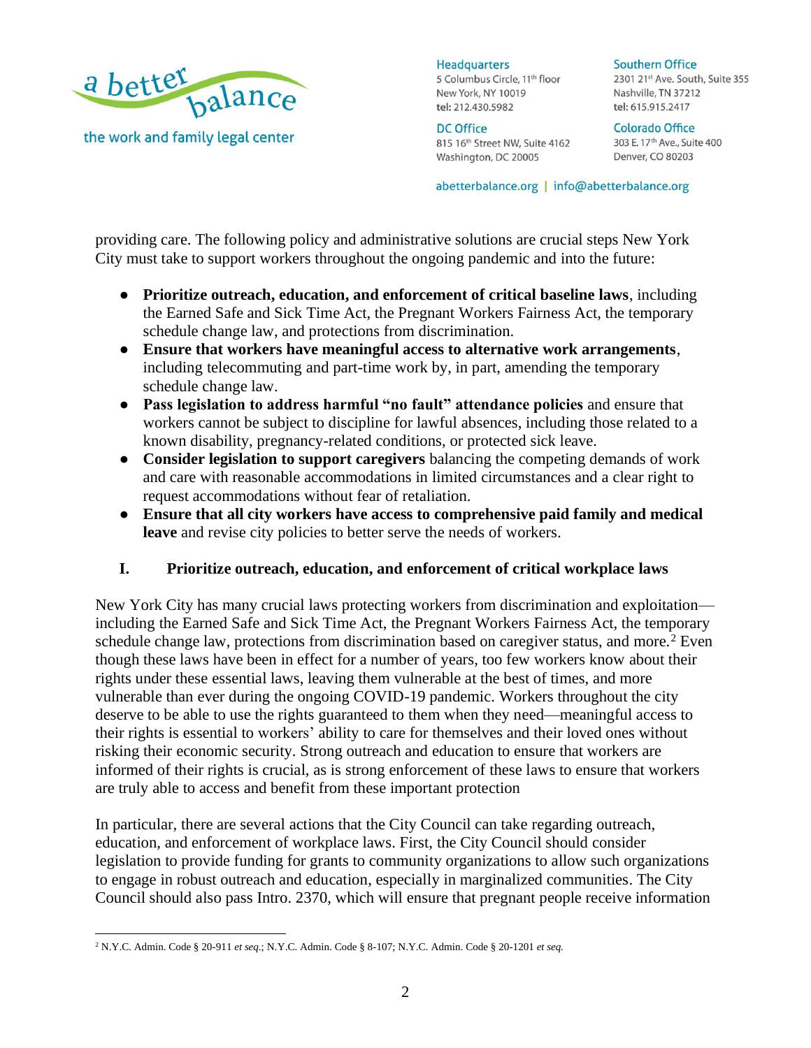providing care. The following policy and administrative solutions are crucial steps New York City must take to support workers throughout the ongoing pandemic and into the future:

- **Prioritize outreach, education, and enforcement of critical baseline laws**, including the Earned Safe and Sick Time Act, the Pregnant Workers Fairness Act, the temporary schedule change law, and protections from discrimination.
- **Ensure that workers have meaningful access to alternative work arrangements**, including telecommuting and part-time work by, in part, amending the temporary schedule change law.
- **Pass legislation to address harmful "no fault" attendance policies** and ensure that workers cannot be subject to discipline for lawful absences, including those related to a known disability, pregnancy-related conditions, or protected sick leave.
- **Consider legislation to support caregivers** balancing the competing demands of work and care with reasonable accommodations in limited circumstances and a clear right to request accommodations without fear of retaliation.
- **Ensure that all city workers have access to comprehensive paid family and medical leave** and revise city policies to better serve the needs of workers.

## I. Prioritize outreach, education, and enforcement of critical workplace laws

New York City has many crucial laws protecting workers from discrimination and exploitation—including the Earned Safe and Sick Time Act, the Pregnant Workers Fairness Act, the temporary schedule change law, protections from discrimination based on caregiver status, and more.[2] Even though these laws have been in effect for a number of years, too few workers know about their rights under these essential laws, leaving them vulnerable at the best of times, and more vulnerable than ever during the ongoing COVID-19 pandemic. Workers throughout the city deserve to be able to use the rights guaranteed to them when they need—meaningful access to their rights is essential to workers' ability to care for themselves and their loved ones without risking their economic security. Strong outreach and education to ensure that workers are informed of their rights is crucial, as is strong enforcement of these laws to ensure that workers are truly able to access and benefit from these important protection

In particular, there are several actions that the City Council can take regarding outreach, education, and enforcement of workplace laws. First, the City Council should consider legislation to provide funding for grants to community organizations to allow such organizations to engage in robust outreach and education, especially in marginalized communities. The City Council should also pass Intro. 2370, which will ensure that pregnant people receive information

---

[2] N.Y.C. Admin. Code § 20-911 *et seq.*; N.Y.C. Admin. Code § 8-107; N.Y.C. Admin. Code § 20-1201 *et seq.*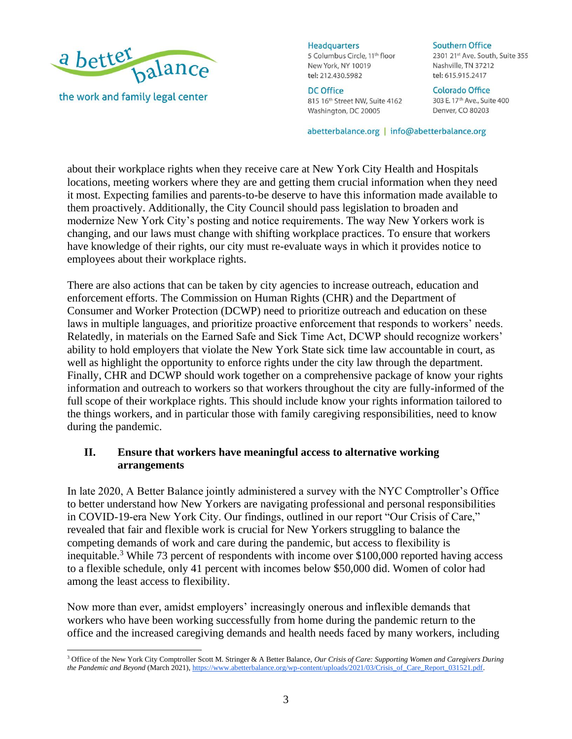about their workplace rights when they receive care at New York City Health and Hospitals locations, meeting workers where they are and getting them crucial information when they need it most. Expecting families and parents-to-be deserve to have this information made available to them proactively. Additionally, the City Council should pass legislation to broaden and modernize New York City's posting and notice requirements. The way New Yorkers work is changing, and our laws must change with shifting workplace practices. To ensure that workers have knowledge of their rights, our city must re-evaluate ways in which it provides notice to employees about their workplace rights.

There are also actions that can be taken by city agencies to increase outreach, education and enforcement efforts. The Commission on Human Rights (CHR) and the Department of Consumer and Worker Protection (DCWP) need to prioritize outreach and education on these laws in multiple languages, and prioritize proactive enforcement that responds to workers' needs. Relatedly, in materials on the Earned Safe and Sick Time Act, DCWP should recognize workers' ability to hold employers that violate the New York State sick time law accountable in court, as well as highlight the opportunity to enforce rights under the city law through the department. Finally, CHR and DCWP should work together on a comprehensive package of know your rights information and outreach to workers so that workers throughout the city are fully-informed of the full scope of their workplace rights. This should include know your rights information tailored to the things workers, and in particular those with family caregiving responsibilities, need to know during the pandemic.

## II. Ensure that workers have meaningful access to alternative working arrangements

In late 2020, A Better Balance jointly administered a survey with the NYC Comptroller's Office to better understand how New Yorkers are navigating professional and personal responsibilities in COVID-19-era New York City. Our findings, outlined in our report "Our Crisis of Care," revealed that fair and flexible work is crucial for New Yorkers struggling to balance the competing demands of work and care during the pandemic, but access to flexibility is inequitable.[3] While 73 percent of respondents with income over $100,000 reported having access to a flexible schedule, only 41 percent with incomes below $50,000 did. Women of color had among the least access to flexibility.

Now more than ever, amidst employers' increasingly onerous and inflexible demands that workers who have been working successfully from home during the pandemic return to the office and the increased caregiving demands and health needs faced by many workers, including

[3] Office of the New York City Comptroller Scott M. Stringer & A Better Balance, *Our Crisis of Care: Supporting Women and Caregivers During the Pandemic and Beyond* (March 2021), https://www.abetterbalance.org/wp-content/uploads/2021/03/Crisis_of_Care_Report_031521.pdf.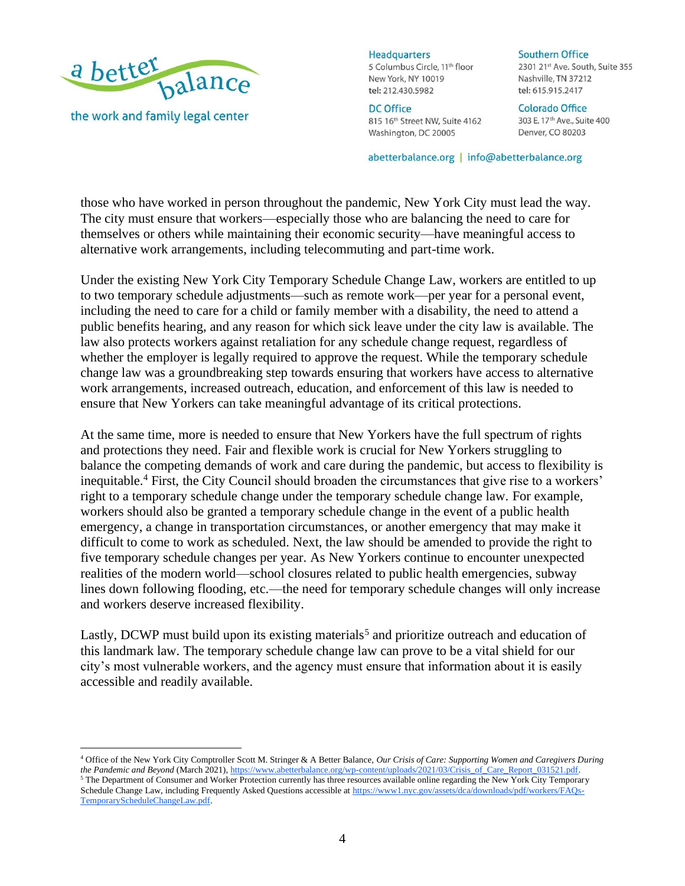those who have worked in person throughout the pandemic, New York City must lead the way. The city must ensure that workers—especially those who are balancing the need to care for themselves or others while maintaining their economic security—have meaningful access to alternative work arrangements, including telecommuting and part-time work.

Under the existing New York City Temporary Schedule Change Law, workers are entitled to up to two temporary schedule adjustments—such as remote work—per year for a personal event, including the need to care for a child or family member with a disability, the need to attend a public benefits hearing, and any reason for which sick leave under the city law is available. The law also protects workers against retaliation for any schedule change request, regardless of whether the employer is legally required to approve the request. While the temporary schedule change law was a groundbreaking step towards ensuring that workers have access to alternative work arrangements, increased outreach, education, and enforcement of this law is needed to ensure that New Yorkers can take meaningful advantage of its critical protections.

At the same time, more is needed to ensure that New Yorkers have the full spectrum of rights and protections they need. Fair and flexible work is crucial for New Yorkers struggling to balance the competing demands of work and care during the pandemic, but access to flexibility is inequitable.[4] First, the City Council should broaden the circumstances that give rise to a workers' right to a temporary schedule change under the temporary schedule change law. For example, workers should also be granted a temporary schedule change in the event of a public health emergency, a change in transportation circumstances, or another emergency that may make it difficult to come to work as scheduled. Next, the law should be amended to provide the right to five temporary schedule changes per year. As New Yorkers continue to encounter unexpected realities of the modern world—school closures related to public health emergencies, subway lines down following flooding, etc.—the need for temporary schedule changes will only increase and workers deserve increased flexibility.

Lastly, DCWP must build upon its existing materials[5] and prioritize outreach and education of this landmark law. The temporary schedule change law can prove to be a vital shield for our city's most vulnerable workers, and the agency must ensure that information about it is easily accessible and readily available.

---

[4] Office of the New York City Comptroller Scott M. Stringer & A Better Balance, *Our Crisis of Care: Supporting Women and Caregivers During the Pandemic and Beyond* (March 2021), https://www.abetterbalance.org/wp-content/uploads/2021/03/Crisis_of_Care_Report_031521.pdf.

[5] The Department of Consumer and Worker Protection currently has three resources available online regarding the New York City Temporary Schedule Change Law, including Frequently Asked Questions accessible at https://www1.nyc.gov/assets/dca/downloads/pdf/workers/FAQs-TemporaryScheduleChangeLaw.pdf.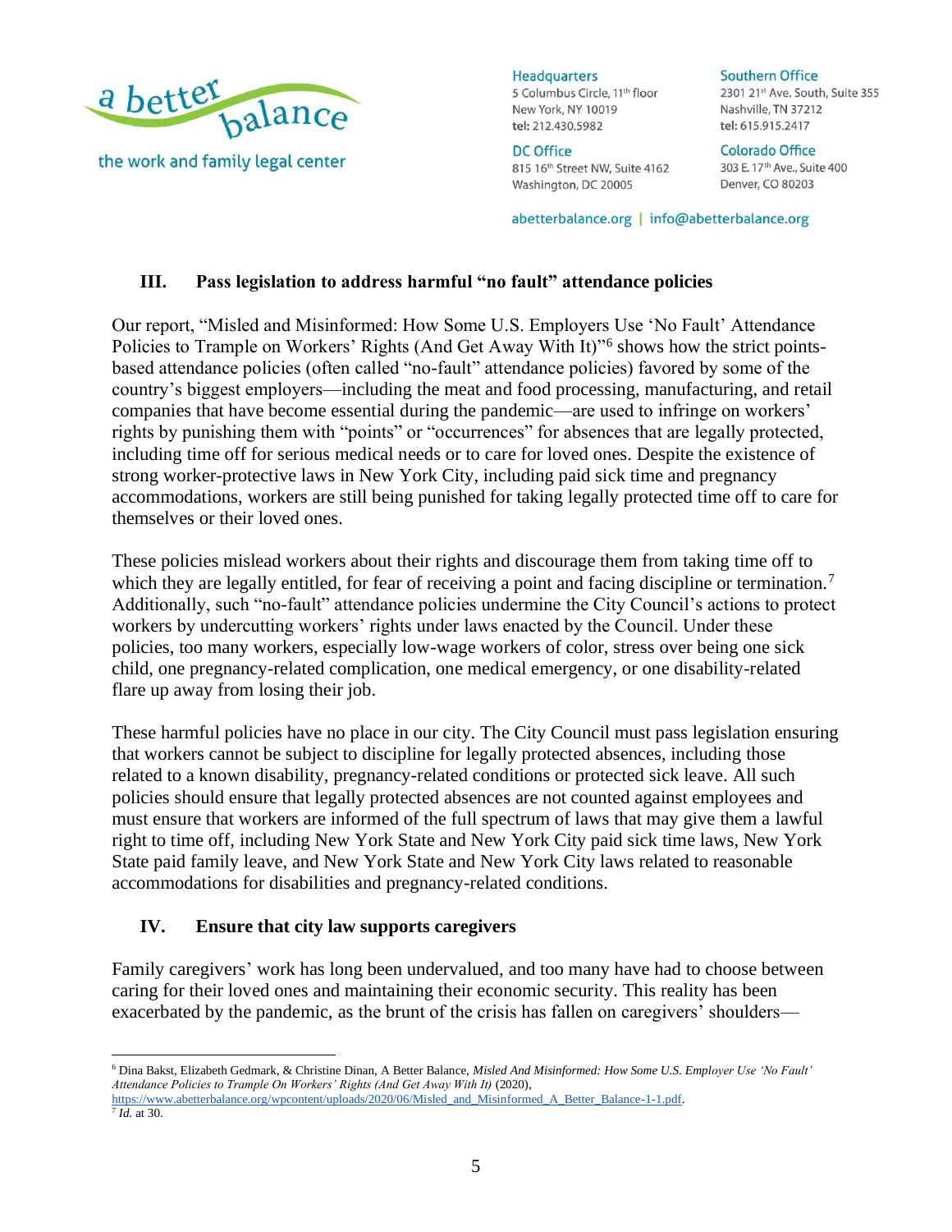### III. Pass legislation to address harmful "no fault" attendance policies

Our report, "Misled and Misinformed: How Some U.S. Employers Use 'No Fault' Attendance Policies to Trample on Workers' Rights (And Get Away With It)"[6] shows how the strict points-based attendance policies (often called "no-fault" attendance policies) favored by some of the country's biggest employers—including the meat and food processing, manufacturing, and retail companies that have become essential during the pandemic—are used to infringe on workers' rights by punishing them with "points" or "occurrences" for absences that are legally protected, including time off for serious medical needs or to care for loved ones. Despite the existence of strong worker-protective laws in New York City, including paid sick time and pregnancy accommodations, workers are still being punished for taking legally protected time off to care for themselves or their loved ones.

These policies mislead workers about their rights and discourage them from taking time off to which they are legally entitled, for fear of receiving a point and facing discipline or termination.[7] Additionally, such "no-fault" attendance policies undermine the City Council's actions to protect workers by undercutting workers' rights under laws enacted by the Council. Under these policies, too many workers, especially low-wage workers of color, stress over being one sick child, one pregnancy-related complication, one medical emergency, or one disability-related flare up away from losing their job.

These harmful policies have no place in our city. The City Council must pass legislation ensuring that workers cannot be subject to discipline for legally protected absences, including those related to a known disability, pregnancy-related conditions or protected sick leave. All such policies should ensure that legally protected absences are not counted against employees and must ensure that workers are informed of the full spectrum of laws that may give them a lawful right to time off, including New York State and New York City paid sick time laws, New York State paid family leave, and New York State and New York City laws related to reasonable accommodations for disabilities and pregnancy-related conditions.

### IV. Ensure that city law supports caregivers

Family caregivers' work has long been undervalued, and too many have had to choose between caring for their loved ones and maintaining their economic security. This reality has been exacerbated by the pandemic, as the brunt of the crisis has fallen on caregivers' shoulders—

---

[6] Dina Bakst, Elizabeth Gedmark, & Christine Dinan, A Better Balance, *Misled And Misinformed: How Some U.S. Employer Use 'No Fault' Attendance Policies to Trample On Workers' Rights (And Get Away With It)* (2020), https://www.abetterbalance.org/wpcontent/uploads/2020/06/Misled_and_Misinformed_A_Better_Balance-1-1.pdf.

[7] *Id.* at 30.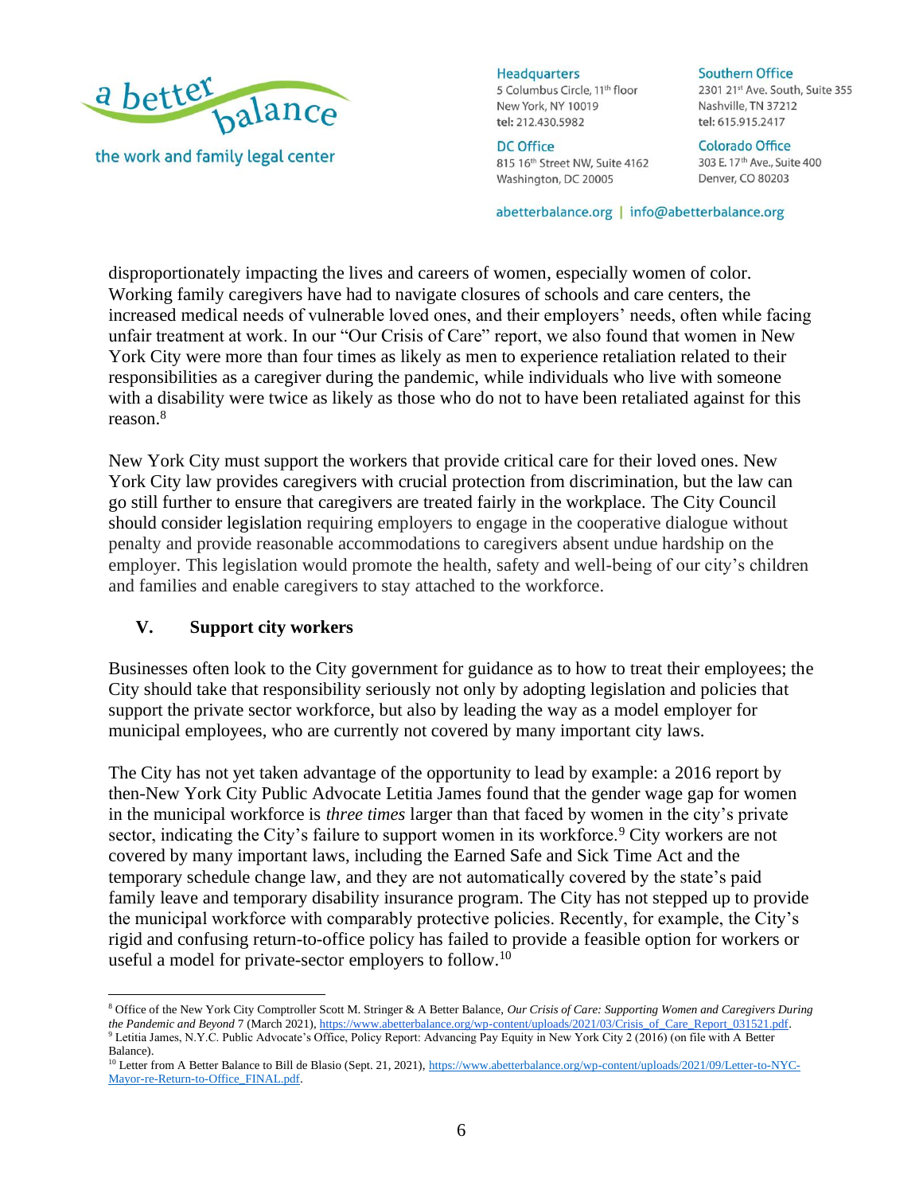disproportionately impacting the lives and careers of women, especially women of color. Working family caregivers have had to navigate closures of schools and care centers, the increased medical needs of vulnerable loved ones, and their employers' needs, often while facing unfair treatment at work. In our "Our Crisis of Care" report, we also found that women in New York City were more than four times as likely as men to experience retaliation related to their responsibilities as a caregiver during the pandemic, while individuals who live with someone with a disability were twice as likely as those who do not to have been retaliated against for this reason.[8]

New York City must support the workers that provide critical care for their loved ones. New York City law provides caregivers with crucial protection from discrimination, but the law can go still further to ensure that caregivers are treated fairly in the workplace. The City Council should consider legislation requiring employers to engage in the cooperative dialogue without penalty and provide reasonable accommodations to caregivers absent undue hardship on the employer. This legislation would promote the health, safety and well-being of our city's children and families and enable caregivers to stay attached to the workforce.

## V. Support city workers

Businesses often look to the City government for guidance as to how to treat their employees; the City should take that responsibility seriously not only by adopting legislation and policies that support the private sector workforce, but also by leading the way as a model employer for municipal employees, who are currently not covered by many important city laws.

The City has not yet taken advantage of the opportunity to lead by example: a 2016 report by then-New York City Public Advocate Letitia James found that the gender wage gap for women in the municipal workforce is *three times* larger than that faced by women in the city's private sector, indicating the City's failure to support women in its workforce.[9] City workers are not covered by many important laws, including the Earned Safe and Sick Time Act and the temporary schedule change law, and they are not automatically covered by the state's paid family leave and temporary disability insurance program. The City has not stepped up to provide the municipal workforce with comparably protective policies. Recently, for example, the City's rigid and confusing return-to-office policy has failed to provide a feasible option for workers or useful a model for private-sector employers to follow.[10]

---

[8] Office of the New York City Comptroller Scott M. Stringer & A Better Balance, *Our Crisis of Care: Supporting Women and Caregivers During the Pandemic and Beyond* 7 (March 2021), https://www.abetterbalance.org/wp-content/uploads/2021/03/Crisis_of_Care_Report_031521.pdf.

[9] Letitia James, N.Y.C. Public Advocate's Office, Policy Report: Advancing Pay Equity in New York City 2 (2016) (on file with A Better Balance).

[10] Letter from A Better Balance to Bill de Blasio (Sept. 21, 2021), https://www.abetterbalance.org/wp-content/uploads/2021/09/Letter-to-NYC-Mayor-re-Return-to-Office_FINAL.pdf.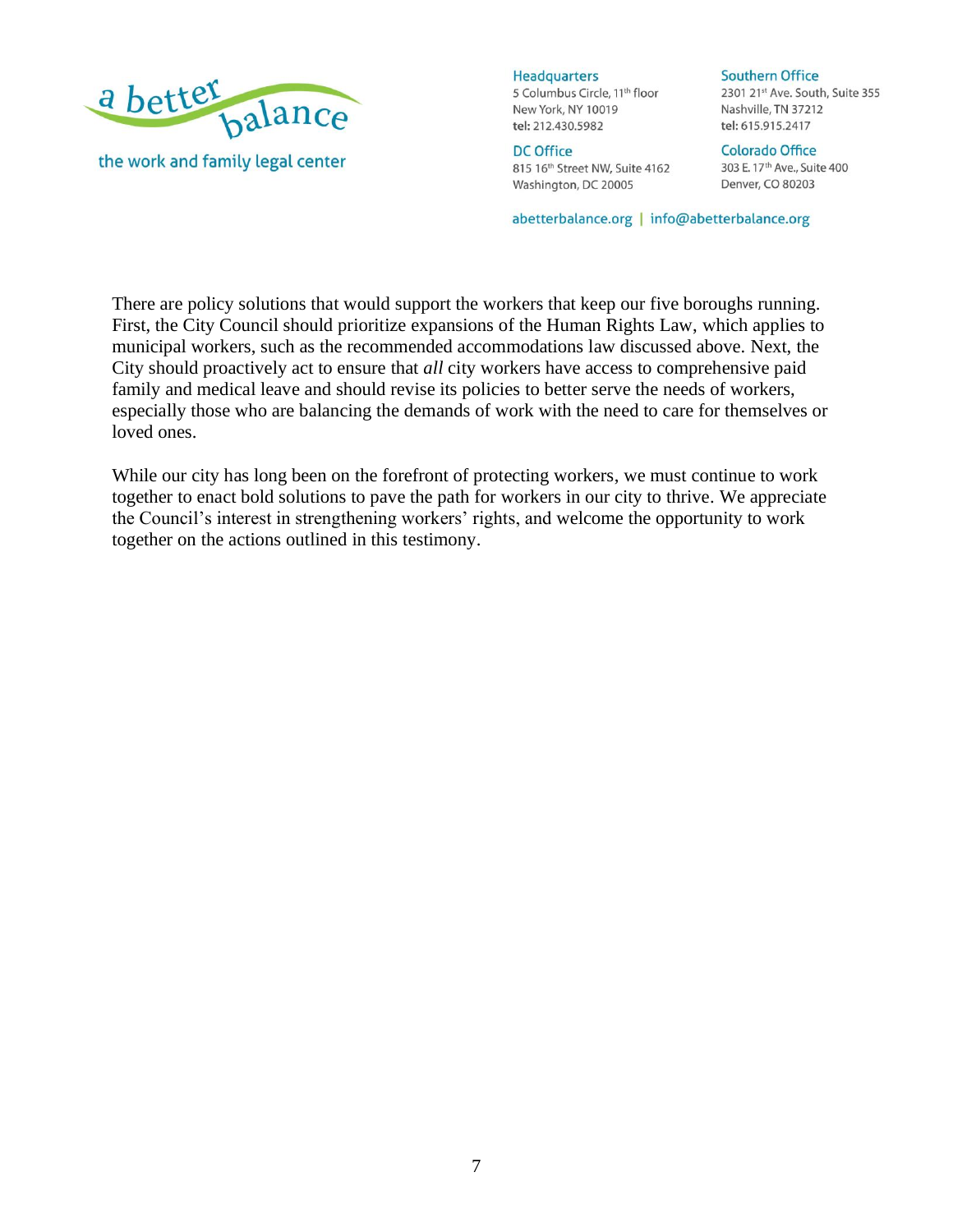There are policy solutions that would support the workers that keep our five boroughs running. First, the City Council should prioritize expansions of the Human Rights Law, which applies to municipal workers, such as the recommended accommodations law discussed above. Next, the City should proactively act to ensure that *all* city workers have access to comprehensive paid family and medical leave and should revise its policies to better serve the needs of workers, especially those who are balancing the demands of work with the need to care for themselves or loved ones.

While our city has long been on the forefront of protecting workers, we must continue to work together to enact bold solutions to pave the path for workers in our city to thrive. We appreciate the Council's interest in strengthening workers' rights, and welcome the opportunity to work together on the actions outlined in this testimony.